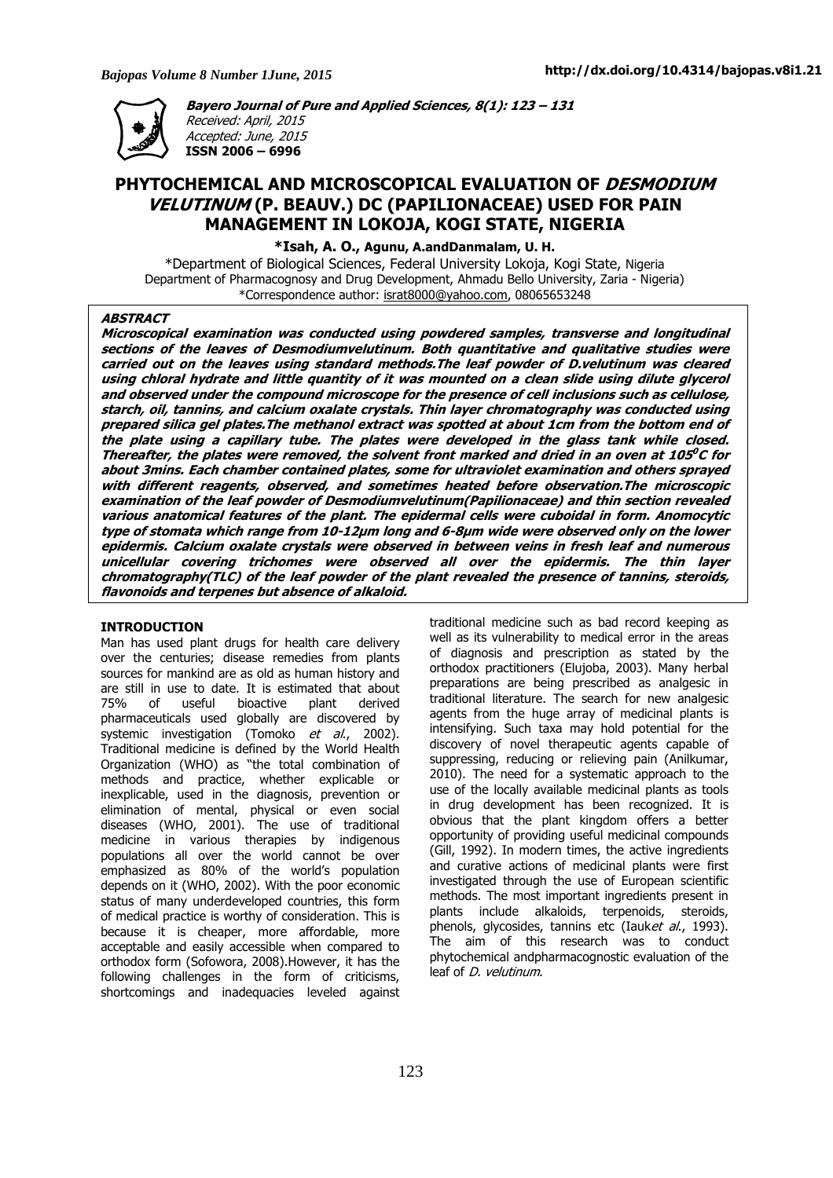**Bayero Journal of Pure and Applied Sciences, 8(1): 123 – 131**
*Received: April, 2015*
*Accepted: June, 2015*
**ISSN 2006 – 6996**

http://dx.doi.org/10.4314/bajopas.v8i1.21

# PHYTOCHEMICAL AND MICROSCOPICAL EVALUATION OF *DESMODIUM VELUTINUM* (P. BEAUV.) DC (PAPILIONACEAE) USED FOR PAIN MANAGEMENT IN LOKOJA, KOGI STATE, NIGERIA

**\*Isah, A. O., Agunu, A.andDanmalam, U. H.**

\*Department of Biological Sciences, Federal University Lokoja, Kogi State, Nigeria
Department of Pharmacognosy and Drug Development, Ahmadu Bello University, Zaria - Nigeria)
\*Correspondence author: israt8000@yahoo.com, 08065653248

## ABSTRACT

***Microscopical examination was conducted using powdered samples, transverse and longitudinal sections of the leaves of Desmodiumvelutinum. Both quantitative and qualitative studies were carried out on the leaves using standard methods.The leaf powder of D.velutinum was cleared using chloral hydrate and little quantity of it was mounted on a clean slide using dilute glycerol and observed under the compound microscope for the presence of cell inclusions such as cellulose, starch, oil, tannins, and calcium oxalate crystals. Thin layer chromatography was conducted using prepared silica gel plates.The methanol extract was spotted at about 1cm from the bottom end of the plate using a capillary tube. The plates were developed in the glass tank while closed. Thereafter, the plates were removed, the solvent front marked and dried in an oven at 105$^0$C for about 3mins. Each chamber contained plates, some for ultraviolet examination and others sprayed with different reagents, observed, and sometimes heated before observation.The microscopic examination of the leaf powder of Desmodiumvelutinum(Papilionaceae) and thin section revealed various anatomical features of the plant. The epidermal cells were cuboidal in form. Anomocytic type of stomata which range from 10-12µm long and 6-8µm wide were observed only on the lower epidermis. Calcium oxalate crystals were observed in between veins in fresh leaf and numerous unicellular covering trichomes were observed all over the epidermis. The thin layer chromatography(TLC) of the leaf powder of the plant revealed the presence of tannins, steroids, flavonoids and terpenes but absence of alkaloid.***

## INTRODUCTION

Man has used plant drugs for health care delivery over the centuries; disease remedies from plants sources for mankind are as old as human history and are still in use to date. It is estimated that about 75% of useful bioactive plant derived pharmaceuticals used globally are discovered by systemic investigation (Tomoko *et al.*, 2002). Traditional medicine is defined by the World Health Organization (WHO) as "the total combination of methods and practice, whether explicable or inexplicable, used in the diagnosis, prevention or elimination of mental, physical or even social diseases (WHO, 2001). The use of traditional medicine in various therapies by indigenous populations all over the world cannot be over emphasized as 80% of the world's population depends on it (WHO, 2002). With the poor economic status of many underdeveloped countries, this form of medical practice is worthy of consideration. This is because it is cheaper, more affordable, more acceptable and easily accessible when compared to orthodox form (Sofowora, 2008).However, it has the following challenges in the form of criticisms, shortcomings and inadequacies leveled against traditional medicine such as bad record keeping as well as its vulnerability to medical error in the areas of diagnosis and prescription as stated by the orthodox practitioners (Elujoba, 2003). Many herbal preparations are being prescribed as analgesic in traditional literature. The search for new analgesic agents from the huge array of medicinal plants is intensifying. Such taxa may hold potential for the discovery of novel therapeutic agents capable of suppressing, reducing or relieving pain (Anilkumar, 2010). The need for a systematic approach to the use of the locally available medicinal plants as tools in drug development has been recognized. It is obvious that the plant kingdom offers a better opportunity of providing useful medicinal compounds (Gill, 1992). In modern times, the active ingredients and curative actions of medicinal plants were first investigated through the use of European scientific methods. The most important ingredients present in plants include alkaloids, terpenoids, steroids, phenols, glycosides, tannins etc (Iauk*et al.*, 1993). The aim of this research was to conduct phytochemical andpharmacognostic evaluation of the leaf of *D. velutinum*.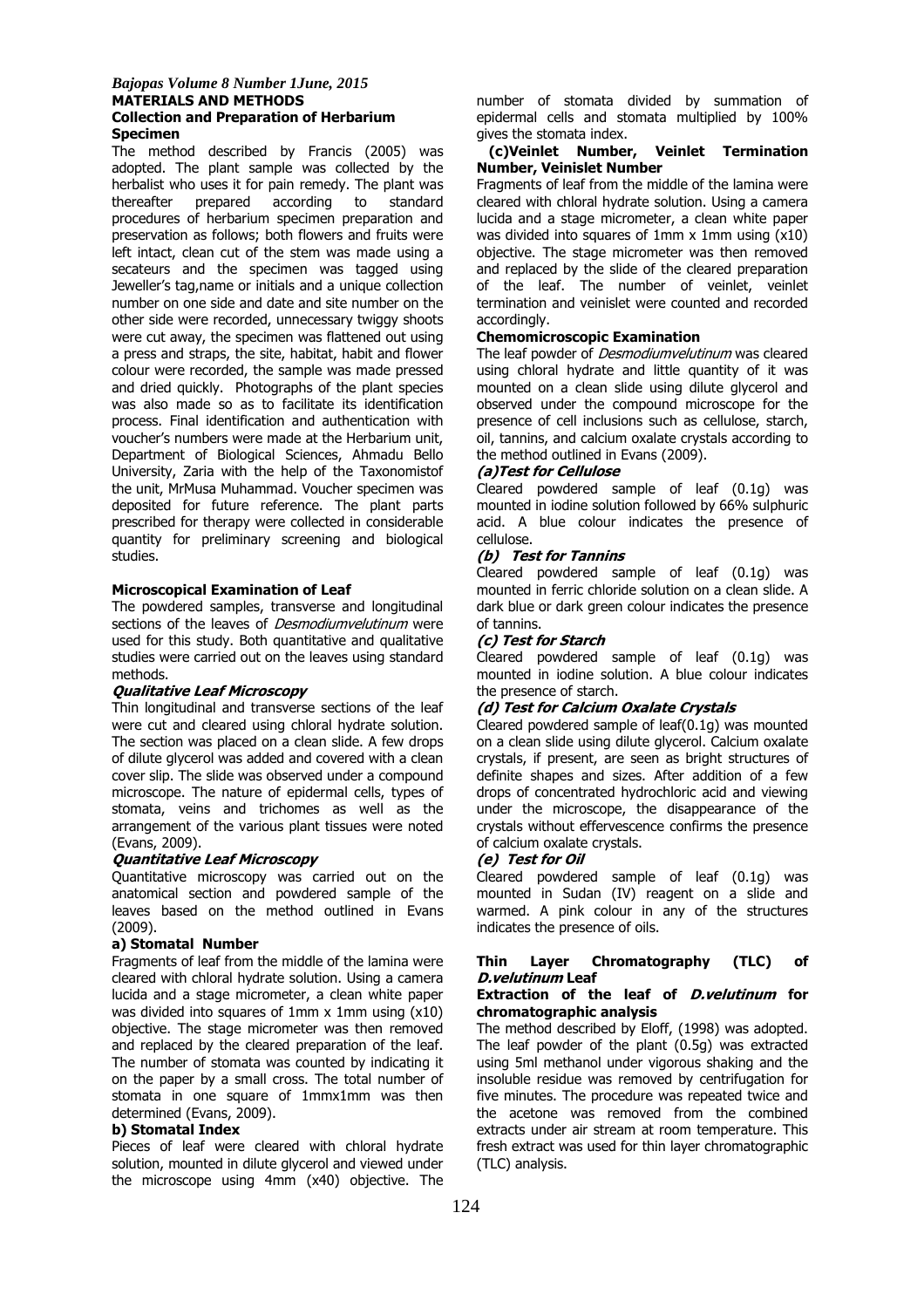## MATERIALS AND METHODS

### Collection and Preparation of Herbarium Specimen

The method described by Francis (2005) was adopted. The plant sample was collected by the herbalist who uses it for pain remedy. The plant was thereafter prepared according to standard procedures of herbarium specimen preparation and preservation as follows; both flowers and fruits were left intact, clean cut of the stem was made using a secateurs and the specimen was tagged using Jeweller's tag,name or initials and a unique collection number on one side and date and site number on the other side were recorded, unnecessary twiggy shoots were cut away, the specimen was flattened out using a press and straps, the site, habitat, habit and flower colour were recorded, the sample was made pressed and dried quickly. Photographs of the plant species was also made so as to facilitate its identification process. Final identification and authentication with voucher's numbers were made at the Herbarium unit, Department of Biological Sciences, Ahmadu Bello University, Zaria with the help of the Taxonomistof the unit, MrMusa Muhammad. Voucher specimen was deposited for future reference. The plant parts prescribed for therapy were collected in considerable quantity for preliminary screening and biological studies.

### Microscopical Examination of Leaf

The powdered samples, transverse and longitudinal sections of the leaves of *Desmodiumvelutinum* were used for this study. Both quantitative and qualitative studies were carried out on the leaves using standard methods.

#### *Qualitative Leaf Microscopy*

Thin longitudinal and transverse sections of the leaf were cut and cleared using chloral hydrate solution. The section was placed on a clean slide. A few drops of dilute glycerol was added and covered with a clean cover slip. The slide was observed under a compound microscope. The nature of epidermal cells, types of stomata, veins and trichomes as well as the arrangement of the various plant tissues were noted (Evans, 2009).

#### *Quantitative Leaf Microscopy*

Quantitative microscopy was carried out on the anatomical section and powdered sample of the leaves based on the method outlined in Evans (2009).

**a) Stomatal Number**

Fragments of leaf from the middle of the lamina were cleared with chloral hydrate solution. Using a camera lucida and a stage micrometer, a clean white paper was divided into squares of 1mm x 1mm using (x10) objective. The stage micrometer was then removed and replaced by the cleared preparation of the leaf. The number of stomata was counted by indicating it on the paper by a small cross. The total number of stomata in one square of 1mmx1mm was then determined (Evans, 2009).

**b) Stomatal Index**

Pieces of leaf were cleared with chloral hydrate solution, mounted in dilute glycerol and viewed under the microscope using 4mm (x40) objective. The number of stomata divided by summation of epidermal cells and stomata multiplied by 100% gives the stomata index.

**(c)Veinlet Number, Veinlet Termination Number, Veinislet Number**

Fragments of leaf from the middle of the lamina were cleared with chloral hydrate solution. Using a camera lucida and a stage micrometer, a clean white paper was divided into squares of 1mm x 1mm using (x10) objective. The stage micrometer was then removed and replaced by the slide of the cleared preparation of the leaf. The number of veinlet, veinlet termination and veinislet were counted and recorded accordingly.

### Chemomicroscopic Examination

The leaf powder of *Desmodiumvelutinum* was cleared using chloral hydrate and little quantity of it was mounted on a clean slide using dilute glycerol and observed under the compound microscope for the presence of cell inclusions such as cellulose, starch, oil, tannins, and calcium oxalate crystals according to the method outlined in Evans (2009).

#### *(a)Test for Cellulose*

Cleared powdered sample of leaf (0.1g) was mounted in iodine solution followed by 66% sulphuric acid. A blue colour indicates the presence of cellulose.

#### *(b) Test for Tannins*

Cleared powdered sample of leaf (0.1g) was mounted in ferric chloride solution on a clean slide. A dark blue or dark green colour indicates the presence of tannins.

#### *(c) Test for Starch*

Cleared powdered sample of leaf (0.1g) was mounted in iodine solution. A blue colour indicates the presence of starch.

#### *(d) Test for Calcium Oxalate Crystals*

Cleared powdered sample of leaf(0.1g) was mounted on a clean slide using dilute glycerol. Calcium oxalate crystals, if present, are seen as bright structures of definite shapes and sizes. After addition of a few drops of concentrated hydrochloric acid and viewing under the microscope, the disappearance of the crystals without effervescence confirms the presence of calcium oxalate crystals.

#### *(e) Test for Oil*

Cleared powdered sample of leaf (0.1g) was mounted in Sudan (IV) reagent on a slide and warmed. A pink colour in any of the structures indicates the presence of oils.

### Thin Layer Chromatography (TLC) of *D.velutinum* Leaf

**Extraction of the leaf of *D.velutinum* for chromatographic analysis**

The method described by Eloff, (1998) was adopted. The leaf powder of the plant (0.5g) was extracted using 5ml methanol under vigorous shaking and the insoluble residue was removed by centrifugation for five minutes. The procedure was repeated twice and the acetone was removed from the combined extracts under air stream at room temperature. This fresh extract was used for thin layer chromatographic (TLC) analysis.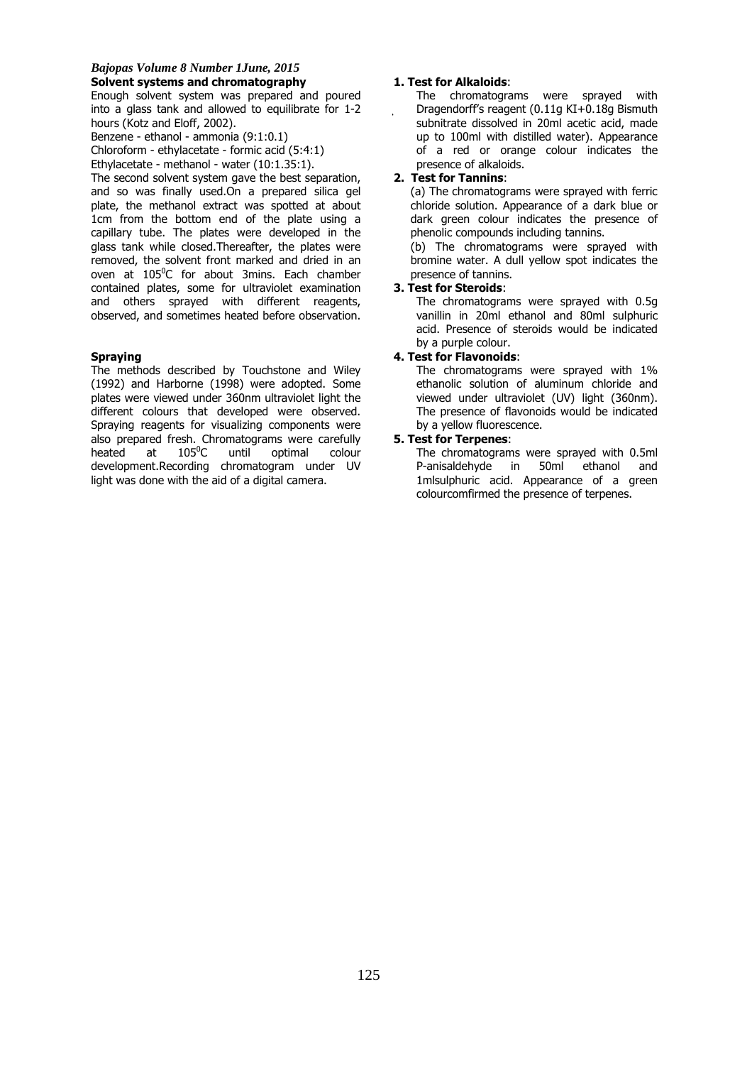### Solvent systems and chromatography

Enough solvent system was prepared and poured into a glass tank and allowed to equilibrate for 1-2 hours (Kotz and Eloff, 2002).

Benzene - ethanol - ammonia (9:1:0.1)

Chloroform - ethylacetate - formic acid (5:4:1)

Ethylacetate - methanol - water (10:1.35:1).

The second solvent system gave the best separation, and so was finally used.On a prepared silica gel plate, the methanol extract was spotted at about 1cm from the bottom end of the plate using a capillary tube. The plates were developed in the glass tank while closed.Thereafter, the plates were removed, the solvent front marked and dried in an oven at 105$^0$C for about 3mins. Each chamber contained plates, some for ultraviolet examination and others sprayed with different reagents, observed, and sometimes heated before observation.

### Spraying

The methods described by Touchstone and Wiley (1992) and Harborne (1998) were adopted. Some plates were viewed under 360nm ultraviolet light the different colours that developed were observed. Spraying reagents for visualizing components were also prepared fresh. Chromatograms were carefully heated at 105$^0$C until optimal colour development.Recording chromatogram under UV light was done with the aid of a digital camera.

**1. Test for Alkaloids**:

The chromatograms were sprayed with Dragendorff's reagent (0.11g KI+0.18g Bismuth subnitrate dissolved in 20ml acetic acid, made up to 100ml with distilled water). Appearance of a red or orange colour indicates the presence of alkaloids.

**2. Test for Tannins**:

(a) The chromatograms were sprayed with ferric chloride solution. Appearance of a dark blue or dark green colour indicates the presence of phenolic compounds including tannins.

(b) The chromatograms were sprayed with bromine water. A dull yellow spot indicates the presence of tannins.

**3. Test for Steroids**:

The chromatograms were sprayed with 0.5g vanillin in 20ml ethanol and 80ml sulphuric acid. Presence of steroids would be indicated by a purple colour.

**4. Test for Flavonoids**:

The chromatograms were sprayed with 1% ethanolic solution of aluminum chloride and viewed under ultraviolet (UV) light (360nm). The presence of flavonoids would be indicated by a yellow fluorescence.

**5. Test for Terpenes**:

The chromatograms were sprayed with 0.5ml P-anisaldehyde in 50ml ethanol and 1mlsulphuric acid. Appearance of a green colourcomfirmed the presence of terpenes.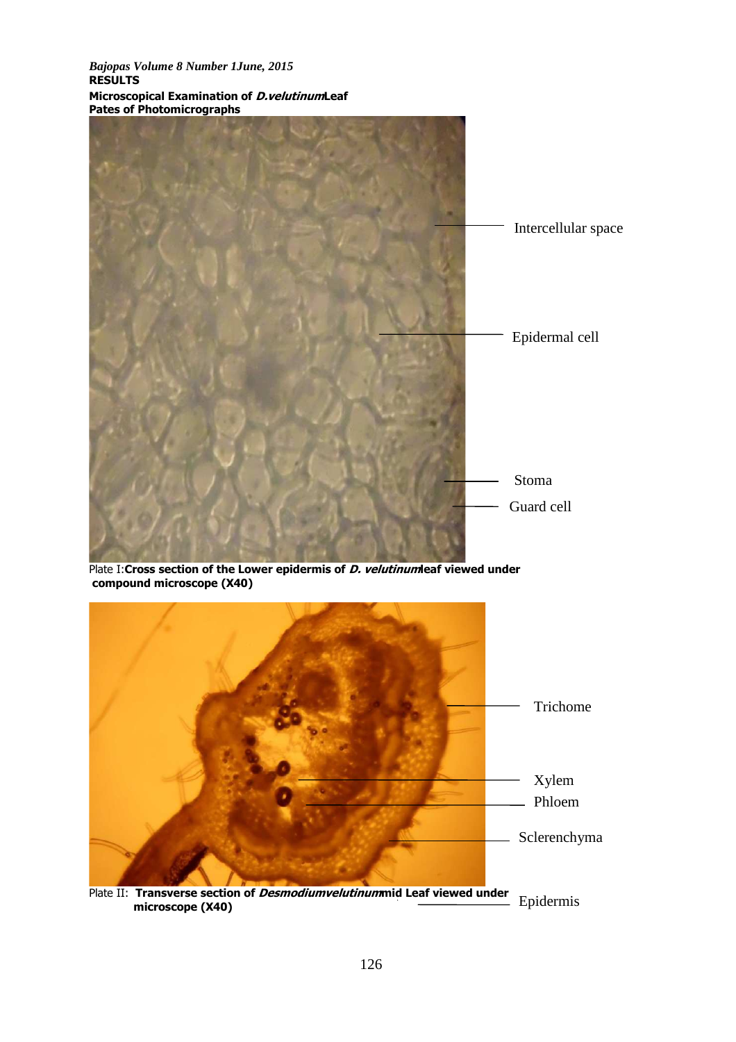## RESULTS

### Microscopical Examination of *D.velutinum* Leaf

### Pates of Photomicrographs

Intercellular space

Epidermal cell

Stoma

Guard cell

Plate I: **Cross section of the Lower epidermis of *D. velutinum* leaf viewed under compound microscope (X40)**

Trichome

Xylem

Phloem

Sclerenchyma

Epidermis

Plate II: **Transverse section of *Desmodium velutinum* mid Leaf viewed under microscope (X40)**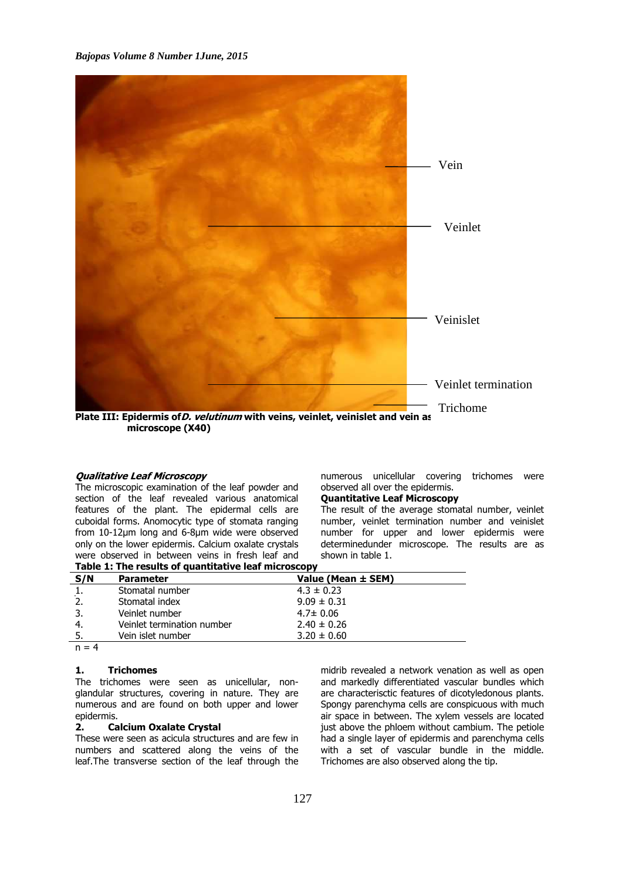Plate III: Epidermis of *D. velutinum* with veins, veinlet, veinislet and vein as microscope (X40)

***Qualitative Leaf Microscopy***

The microscopic examination of the leaf powder and section of the leaf revealed various anatomical features of the plant. The epidermal cells are cuboidal forms. Anomocytic type of stomata ranging from 10-12µm long and 6-8µm wide were observed only on the lower epidermis. Calcium oxalate crystals were observed in between veins in fresh leaf and numerous unicellular covering trichomes were observed all over the epidermis.

**Quantitative Leaf Microscopy**

The result of the average stomatal number, veinlet number, veinlet termination number and veinislet number for upper and lower epidermis were determinedunder microscope. The results are as shown in table 1.

**Table 1: The results of quantitative leaf microscopy**

| S/N | Parameter | Value (Mean ± SEM) |
|---|---|---|
| 1. | Stomatal number | 4.3 ± 0.23 |
| 2. | Stomatal index | 9.09 ± 0.31 |
| 3. | Veinlet number | 4.7± 0.06 |
| 4. | Veinlet termination number | 2.40 ± 0.26 |
| 5. | Vein islet number | 3.20 ± 0.60 |

n = 4

**1. Trichomes**

The trichomes were seen as unicellular, non-glandular structures, covering in nature. They are numerous and are found on both upper and lower epidermis.

**2. Calcium Oxalate Crystal**

These were seen as acicula structures and are few in numbers and scattered along the veins of the leaf.The transverse section of the leaf through the midrib revealed a network venation as well as open and markedly differentiated vascular bundles which are characterisctic features of dicotyledonous plants. Spongy parenchyma cells are conspicuous with much air space in between. The xylem vessels are located just above the phloem without cambium. The petiole had a single layer of epidermis and parenchyma cells with a set of vascular bundle in the middle. Trichomes are also observed along the tip.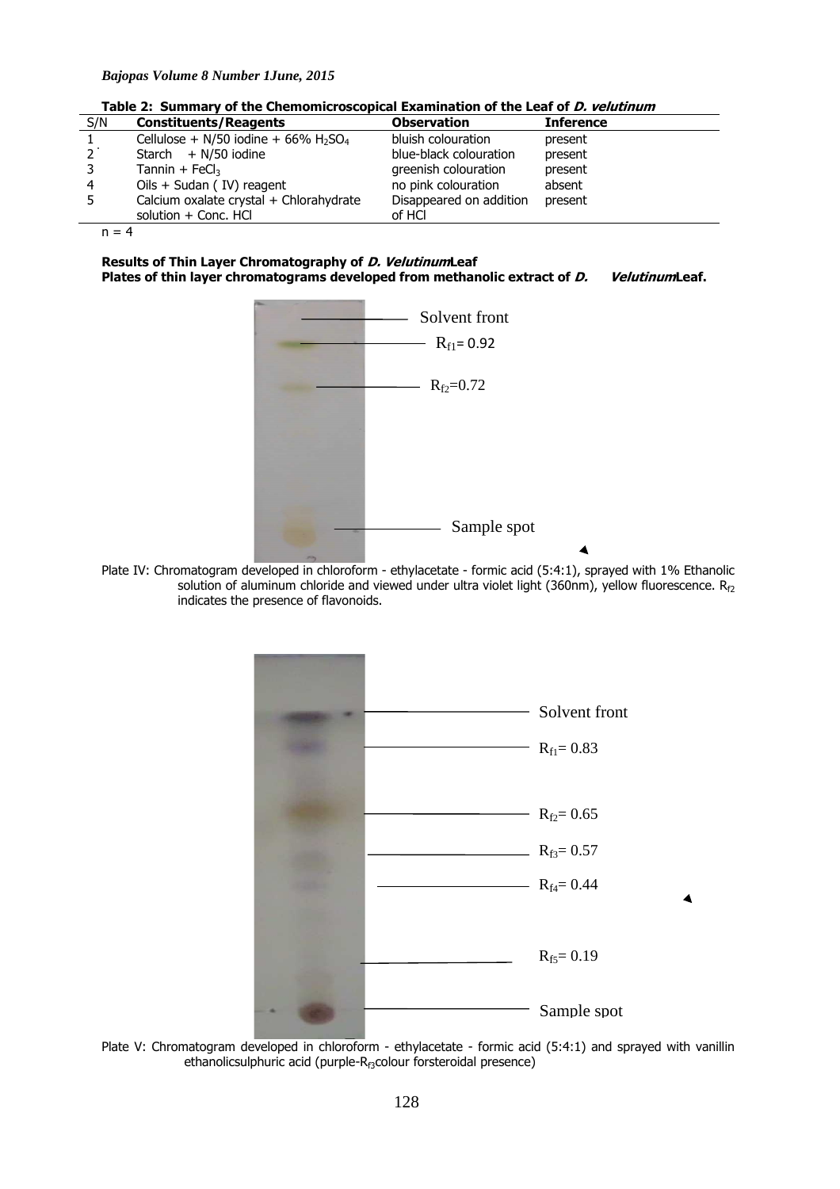**Table 2: Summary of the Chemomicroscopical Examination of the Leaf of *D. velutinum***

| S/N | Constituents/Reagents | Observation | Inference |
|---|---|---|---|
| 1 | Cellulose + N/50 iodine + 66% $H_2SO_4$ | bluish colouration | present |
| 2 | Starch + N/50 iodine | blue-black colouration | present |
| 3 | Tannin + $FeCl_3$ | greenish colouration | present |
| 4 | Oils + Sudan ( IV) reagent | no pink colouration | absent |
| 5 | Calcium oxalate crystal + Chlorahydrate solution + Conc. HCl | Disappeared on addition of HCl | present |

n = 4

**Results of Thin Layer Chromatography of *D. Velutinum* Leaf**

**Plates of thin layer chromatograms developed from methanolic extract of *D. Velutinum* Leaf.**

Solvent front

$R_{f1}$= 0.92

$R_{f2}$=0.72

Sample spot

Plate IV: Chromatogram developed in chloroform - ethylacetate - formic acid (5:4:1), sprayed with 1% Ethanolic solution of aluminum chloride and viewed under ultra violet light (360nm), yellow fluorescence. $R_{f2}$ indicates the presence of flavonoids.

Solvent front

$R_{f1}$= 0.83

$R_{f2}$= 0.65

$R_{f3}$= 0.57

$R_{f4}$= 0.44

$R_{f5}$= 0.19

Sample spot

Plate V: Chromatogram developed in chloroform - ethylacetate - formic acid (5:4:1) and sprayed with vanillin ethanolicsulphuric acid (purple-$R_{f3}$colour forsteroidal presence)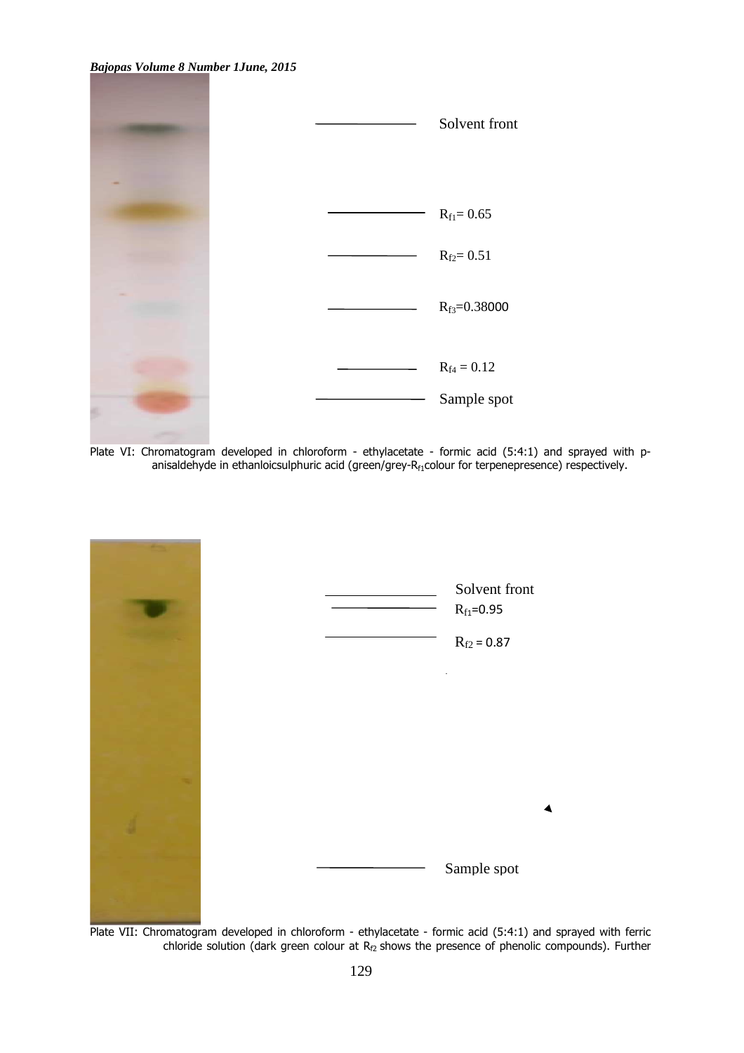Solvent front

$R_{f1}$= 0.65

$R_{f2}$= 0.51

$R_{f3}$=0.38000

$R_{f4}$ = 0.12

Sample spot

Plate VI: Chromatogram developed in chloroform - ethylacetate - formic acid (5:4:1) and sprayed with p-anisaldehyde in ethanloicsulphuric acid (green/grey-$R_{f1}$colour for terpenepresence) respectively.

Solvent front

$R_{f1}$=0.95

$R_{f2}$ = 0.87

Sample spot

Plate VII: Chromatogram developed in chloroform - ethylacetate - formic acid (5:4:1) and sprayed with ferric chloride solution (dark green colour at $R_{f2}$ shows the presence of phenolic compounds). Further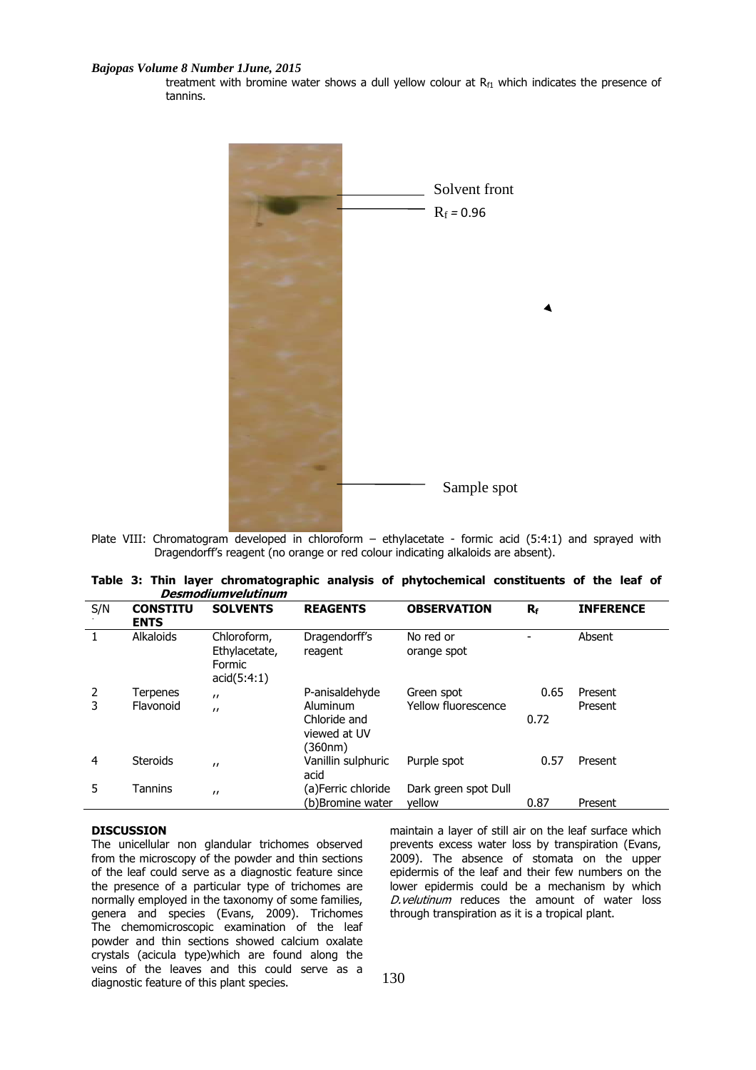treatment with bromine water shows a dull yellow colour at $R_{f1}$ which indicates the presence of tannins.

Plate VIII: Chromatogram developed in chloroform – ethylacetate - formic acid (5:4:1) and sprayed with Dragendorff's reagent (no orange or red colour indicating alkaloids are absent).

**Table 3: Thin layer chromatographic analysis of phytochemical constituents of the leaf of *Desmodiumvelutinum***

| S/N | CONSTITUENTS | SOLVENTS | REAGENTS | OBSERVATION | $R_f$ | INFERENCE |
|---|---|---|---|---|---|---|
| 1 | Alkaloids | Chloroform, Ethylacetate, Formic acid(5:4:1) | Dragendorff's reagent | No red or orange spot | - | Absent |
| 2 | Terpenes | ,, | P-anisaldehyde | Green spot | 0.65 | Present |
| 3 | Flavonoid | ,, | Aluminum Chloride and viewed at UV (360nm) | Yellow fluorescence | 0.72 | Present |
| 4 | Steroids | ,, | Vanillin sulphuric acid | Purple spot | 0.57 | Present |
| 5 | Tannins | ,, | (a)Ferric chloride (b)Bromine water | Dark green spot Dull yellow | 0.87 | Present |

## DISCUSSION

The unicellular non glandular trichomes observed from the microscopy of the powder and thin sections of the leaf could serve as a diagnostic feature since the presence of a particular type of trichomes are normally employed in the taxonomy of some families, genera and species (Evans, 2009). Trichomes The chemomicroscopic examination of the leaf powder and thin sections showed calcium oxalate crystals (acicula type)which are found along the veins of the leaves and this could serve as a diagnostic feature of this plant species.

maintain a layer of still air on the leaf surface which prevents excess water loss by transpiration (Evans, 2009). The absence of stomata on the upper epidermis of the leaf and their few numbers on the lower epidermis could be a mechanism by which *D.velutinum* reduces the amount of water loss through transpiration as it is a tropical plant.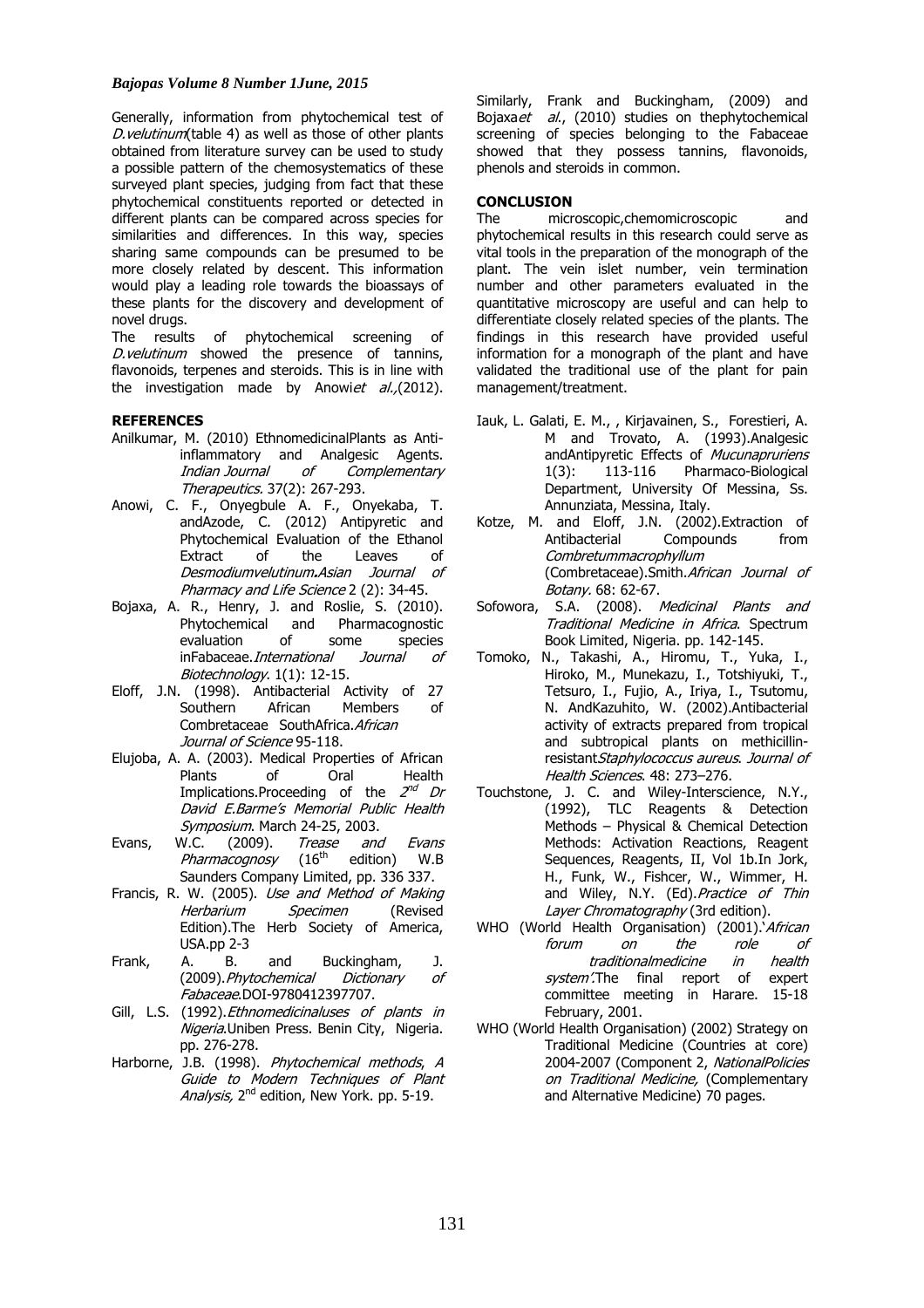Generally, information from phytochemical test of *D.velutinum*(table 4) as well as those of other plants obtained from literature survey can be used to study a possible pattern of the chemosystematics of these surveyed plant species, judging from fact that these phytochemical constituents reported or detected in different plants can be compared across species for similarities and differences. In this way, species sharing same compounds can be presumed to be more closely related by descent. This information would play a leading role towards the bioassays of these plants for the discovery and development of novel drugs.

The results of phytochemical screening of *D.velutinum* showed the presence of tannins, flavonoids, terpenes and steroids. This is in line with the investigation made by Anowi*et al.,*(2012).

Similarly, Frank and Buckingham, (2009) and Bojaxa*et al*., (2010) studies on thephytochemical screening of species belonging to the Fabaceae showed that they possess tannins, flavonoids, phenols and steroids in common.

## CONCLUSION

The microscopic,chemomicroscopic and phytochemical results in this research could serve as vital tools in the preparation of the monograph of the plant. The vein islet number, vein termination number and other parameters evaluated in the quantitative microscopy are useful and can help to differentiate closely related species of the plants. The findings in this research have provided useful information for a monograph of the plant and have validated the traditional use of the plant for pain management/treatment.

## REFERENCES

Anilkumar, M. (2010) EthnomedicinalPlants as Anti-inflammatory and Analgesic Agents. *Indian Journal of Complementary Therapeutics.* 37(2): 267-293.

Anowi, C. F., Onyegbule A. F., Onyekaba, T. andAzode, C. (2012) Antipyretic and Phytochemical Evaluation of the Ethanol Extract of the Leaves of *Desmodiumvelutinum***.***Asian Journal of Pharmacy and Life Science* 2 (2): 34-45.

Bojaxa, A. R., Henry, J. and Roslie, S. (2010). Phytochemical and Pharmacognostic evaluation of some species inFabaceae.*International Journal of Biotechnology*. 1(1): 12-15.

Eloff, J.N. (1998). Antibacterial Activity of 27 Southern African Members of Combretaceae SouthAfrica.*African Journal of Science* 95-118.

Elujoba, A. A. (2003). Medical Properties of African Plants of Oral Health Implications.Proceeding of the *2nd Dr David E.Barme's Memorial Public Health Symposium*. March 24-25, 2003.

Evans, W.C. (2009). *Trease and Evans Pharmacognosy* (16th edition) W.B Saunders Company Limited, pp. 336 337.

Francis, R. W. (2005). *Use and Method of Making Herbarium Specimen* (Revised Edition).The Herb Society of America, USA.pp 2-3

Frank, A. B. and Buckingham, J. (2009).*Phytochemical Dictionary of Fabaceae*.DOI-9780412397707.

Gill, L.S. (1992).*Ethnomedicinaluses of plants in Nigeria*.Uniben Press. Benin City, Nigeria. pp. 276-278.

Harborne, J.B. (1998). *Phytochemical methods*, *A Guide to Modern Techniques of Plant Analysis,* 2nd edition, New York. pp. 5-19.

Iauk, L. Galati, E. M., , Kirjavainen, S., Forestieri, A. M and Trovato, A. (1993).Analgesic andAntipyretic Effects of *Mucunapruriens* 1(3): 113-116 Pharmaco-Biological Department, University Of Messina, Ss. Annunziata, Messina, Italy.

Kotze, M. and Eloff, J.N. (2002).Extraction of Antibacterial Compounds from *Combretummacrophyllum* (Combretaceae).Smith.*African Journal of Botany.* 68: 62-67.

Sofowora, S.A. (2008). *Medicinal Plants and Traditional Medicine in Africa*. Spectrum Book Limited, Nigeria. pp. 142-145.

Tomoko, N., Takashi, A., Hiromu, T., Yuka, I., Hiroko, M., Munekazu, I., Totshiyuki, T., Tetsuro, I., Fujio, A., Iriya, I., Tsutomu, N. AndKazuhito, W. (2002).Antibacterial activity of extracts prepared from tropical and subtropical plants on methicillin-resistant*Staphylococcus aureus*. *Journal of Health Sciences*. 48: 273–276.

Touchstone, J. C. and Wiley-Interscience, N.Y., (1992), TLC Reagents & Detection Methods – Physical & Chemical Detection Methods: Activation Reactions, Reagent Sequences, Reagents, II, Vol 1b.In Jork, H., Funk, W., Fishcer, W., Wimmer, H. and Wiley, N.Y. (Ed).*Practice of Thin Layer Chromatography* (3rd edition).

WHO (World Health Organisation) (2001).'*African forum on the role of traditionalmedicine in health system'.*The final report of expert committee meeting in Harare. 15-18 February, 2001.

WHO (World Health Organisation) (2002) Strategy on Traditional Medicine (Countries at core) 2004-2007 (Component 2, *NationalPolicies on Traditional Medicine,* (Complementary and Alternative Medicine) 70 pages.